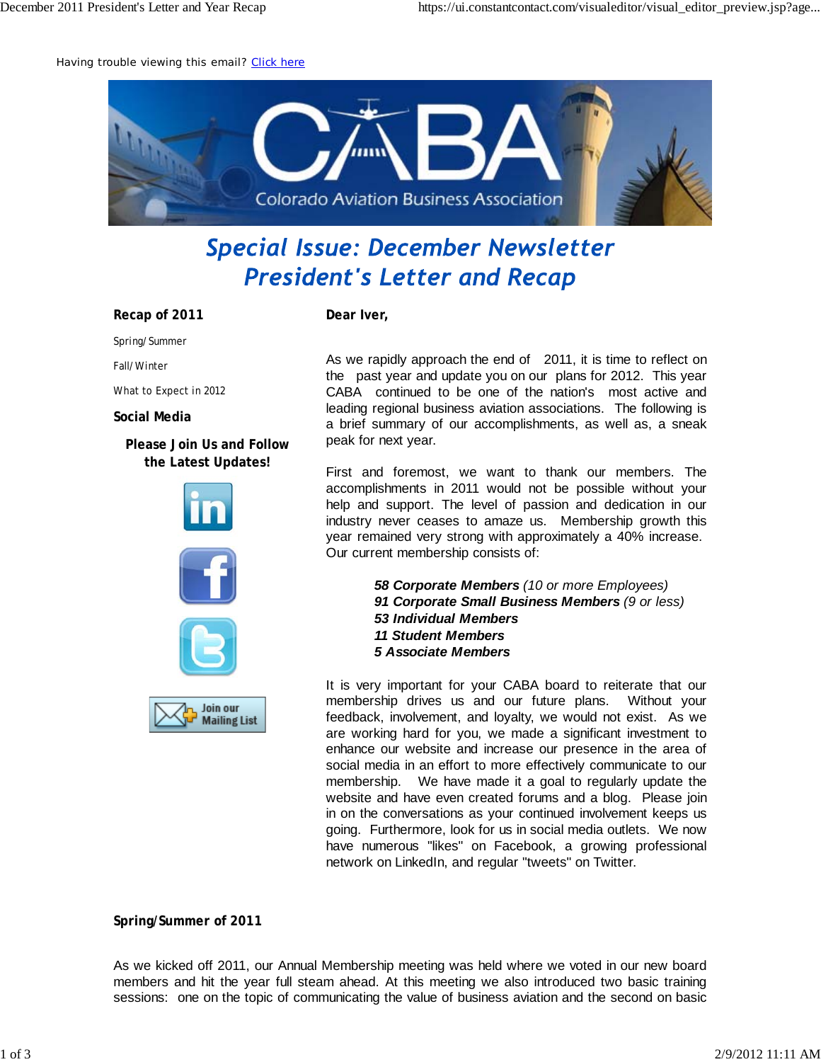Having trouble viewing this email? Click here

# Special Issue: December Newsletter
# President's Letter and Recap

**Recap of 2011**

Spring/Summer

Fall/Winter

What to Expect in 2012

**Social Media**

**Please Join Us and Follow the Latest Updates!**

Join our Mailing List

**Dear Iver,**

As we rapidly approach the end of 2011, it is time to reflect on the past year and update you on our plans for 2012. This year CABA continued to be one of the nation's most active and leading regional business aviation associations. The following is a brief summary of our accomplishments, as well as, a sneak peak for next year.

First and foremost, we want to thank our members. The accomplishments in 2011 would not be possible without your help and support. The level of passion and dedication in our industry never ceases to amaze us. Membership growth this year remained very strong with approximately a 40% increase. Our current membership consists of:

> ***58 Corporate Members*** *(10 or more Employees)*
> ***91 Corporate Small Business Members*** *(9 or less)*
> ***53 Individual Members***
> ***11 Student Members***
> ***5 Associate Members***

It is very important for your CABA board to reiterate that our membership drives us and our future plans. Without your feedback, involvement, and loyalty, we would not exist. As we are working hard for you, we made a significant investment to enhance our website and increase our presence in the area of social media in an effort to more effectively communicate to our membership. We have made it a goal to regularly update the website and have even created forums and a blog. Please join in on the conversations as your continued involvement keeps us going. Furthermore, look for us in social media outlets. We now have numerous "likes" on Facebook, a growing professional network on LinkedIn, and regular "tweets" on Twitter.

**Spring/Summer of 2011**

As we kicked off 2011, our Annual Membership meeting was held where we voted in our new board members and hit the year full steam ahead. At this meeting we also introduced two basic training sessions: one on the topic of communicating the value of business aviation and the second on basic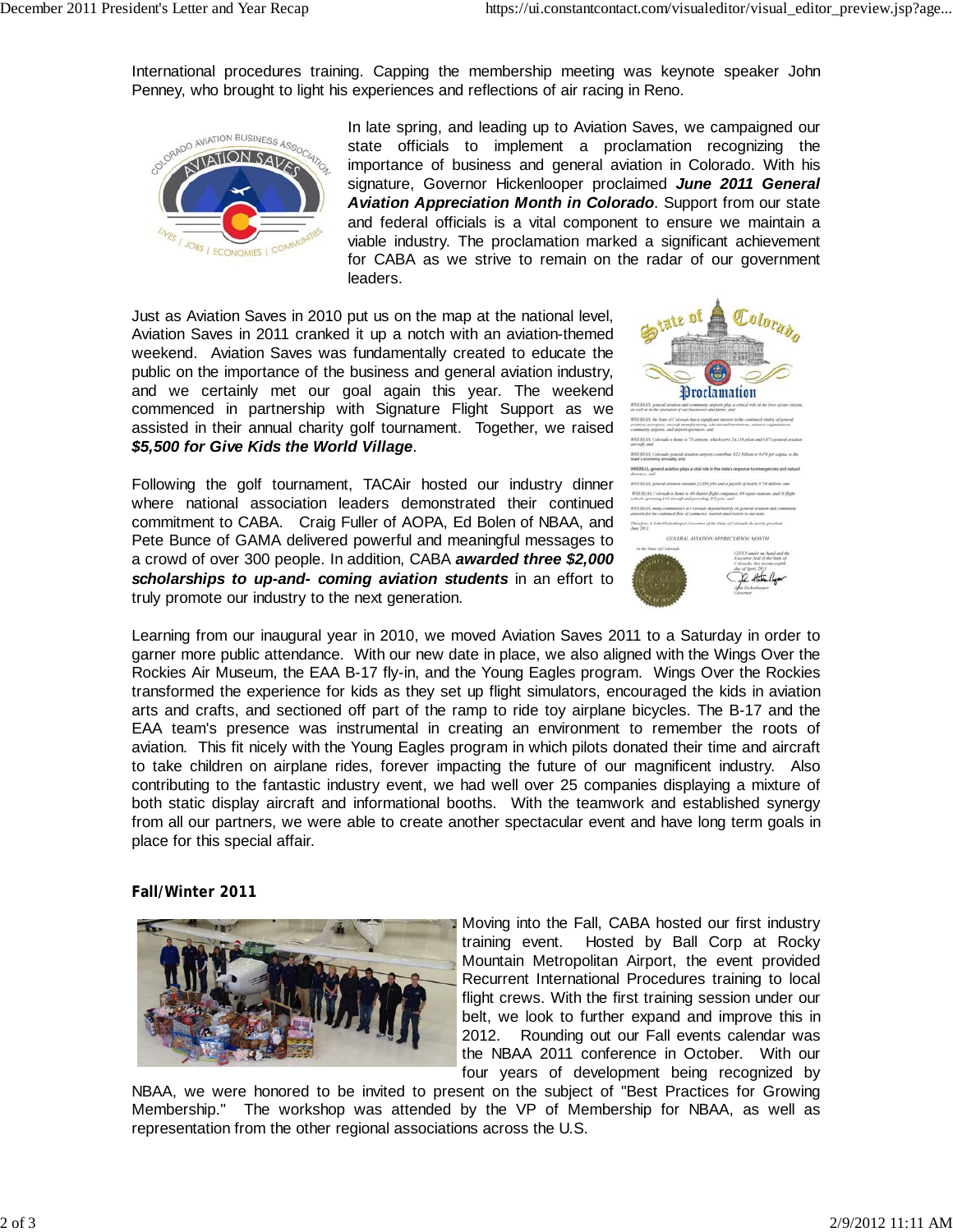International procedures training. Capping the membership meeting was keynote speaker John Penney, who brought to light his experiences and reflections of air racing in Reno.

In late spring, and leading up to Aviation Saves, we campaigned our state officials to implement a proclamation recognizing the importance of business and general aviation in Colorado. With his signature, Governor Hickenlooper proclaimed ***June 2011 General Aviation Appreciation Month in Colorado***. Support from our state and federal officials is a vital component to ensure we maintain a viable industry. The proclamation marked a significant achievement for CABA as we strive to remain on the radar of our government leaders.

Just as Aviation Saves in 2010 put us on the map at the national level, Aviation Saves in 2011 cranked it up a notch with an aviation-themed weekend. Aviation Saves was fundamentally created to educate the public on the importance of the business and general aviation industry, and we certainly met our goal again this year. The weekend commenced in partnership with Signature Flight Support as we assisted in their annual charity golf tournament. Together, we raised ***$5,500 for Give Kids the World Village***.

Following the golf tournament, TACAir hosted our industry dinner where national association leaders demonstrated their continued commitment to CABA. Craig Fuller of AOPA, Ed Bolen of NBAA, and Pete Bunce of GAMA delivered powerful and meaningful messages to a crowd of over 300 people. In addition, CABA ***awarded three $2,000 scholarships to up-and- coming aviation students*** in an effort to truly promote our industry to the next generation.

Learning from our inaugural year in 2010, we moved Aviation Saves 2011 to a Saturday in order to garner more public attendance. With our new date in place, we also aligned with the Wings Over the Rockies Air Museum, the EAA B-17 fly-in, and the Young Eagles program. Wings Over the Rockies transformed the experience for kids as they set up flight simulators, encouraged the kids in aviation arts and crafts, and sectioned off part of the ramp to ride toy airplane bicycles. The B-17 and the EAA team's presence was instrumental in creating an environment to remember the roots of aviation. This fit nicely with the Young Eagles program in which pilots donated their time and aircraft to take children on airplane rides, forever impacting the future of our magnificent industry. Also contributing to the fantastic industry event, we had well over 25 companies displaying a mixture of both static display aircraft and informational booths. With the teamwork and established synergy from all our partners, we were able to create another spectacular event and have long term goals in place for this special affair.

**Fall/Winter 2011**

Moving into the Fall, CABA hosted our first industry training event. Hosted by Ball Corp at Rocky Mountain Metropolitan Airport, the event provided Recurrent International Procedures training to local flight crews. With the first training session under our belt, we look to further expand and improve this in 2012. Rounding out our Fall events calendar was the NBAA 2011 conference in October. With our four years of development being recognized by NBAA, we were honored to be invited to present on the subject of "Best Practices for Growing Membership." The workshop was attended by the VP of Membership for NBAA, as well as representation from the other regional associations across the U.S.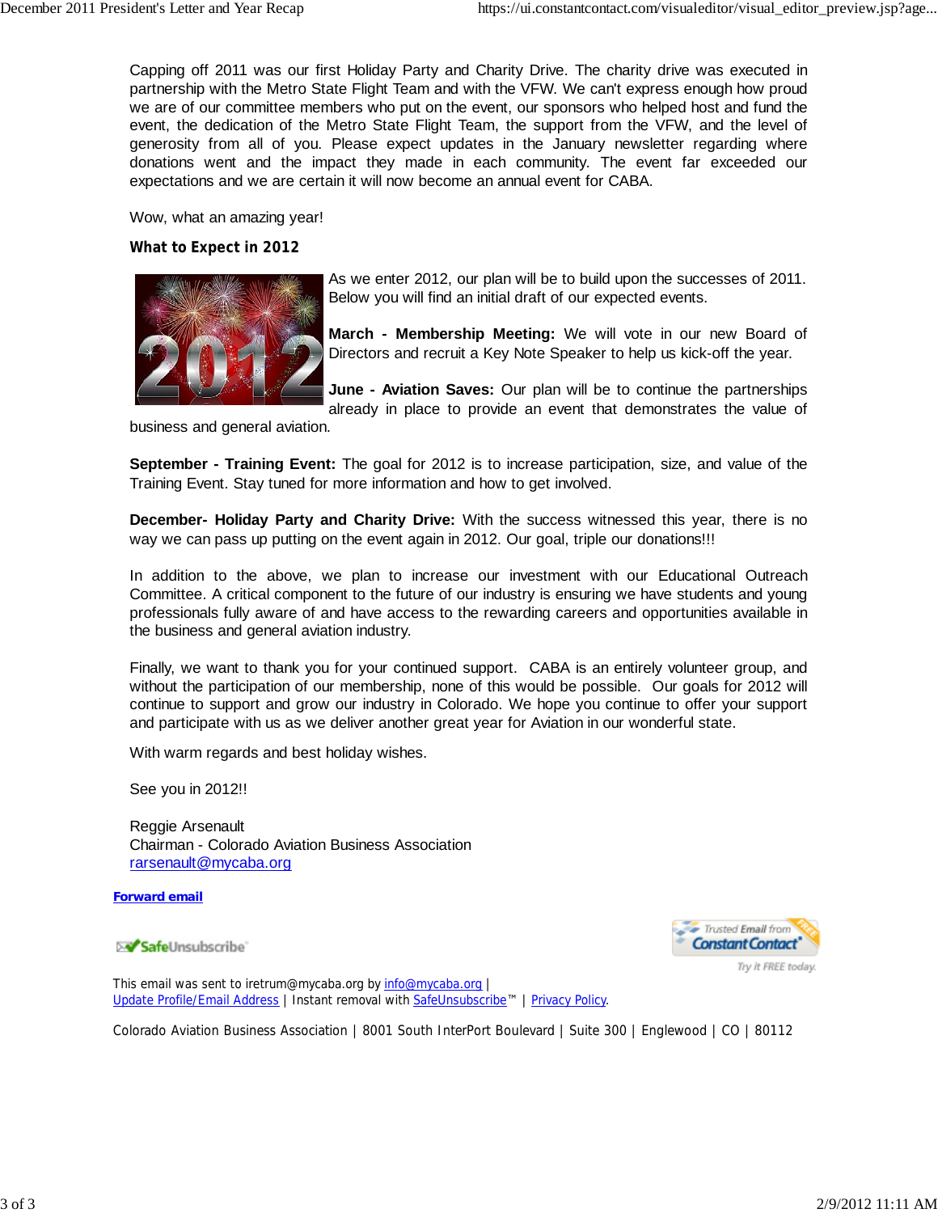Capping off 2011 was our first Holiday Party and Charity Drive. The charity drive was executed in partnership with the Metro State Flight Team and with the VFW. We can't express enough how proud we are of our committee members who put on the event, our sponsors who helped host and fund the event, the dedication of the Metro State Flight Team, the support from the VFW, and the level of generosity from all of you. Please expect updates in the January newsletter regarding where donations went and the impact they made in each community. The event far exceeded our expectations and we are certain it will now become an annual event for CABA.

Wow, what an amazing year!

**What to Expect in 2012**

As we enter 2012, our plan will be to build upon the successes of 2011. Below you will find an initial draft of our expected events.

**March - Membership Meeting:** We will vote in our new Board of Directors and recruit a Key Note Speaker to help us kick-off the year.

**June - Aviation Saves:** Our plan will be to continue the partnerships already in place to provide an event that demonstrates the value of business and general aviation.

**September - Training Event:** The goal for 2012 is to increase participation, size, and value of the Training Event. Stay tuned for more information and how to get involved.

**December- Holiday Party and Charity Drive:** With the success witnessed this year, there is no way we can pass up putting on the event again in 2012. Our goal, triple our donations!!!

In addition to the above, we plan to increase our investment with our Educational Outreach Committee. A critical component to the future of our industry is ensuring we have students and young professionals fully aware of and have access to the rewarding careers and opportunities available in the business and general aviation industry.

Finally, we want to thank you for your continued support. CABA is an entirely volunteer group, and without the participation of our membership, none of this would be possible. Our goals for 2012 will continue to support and grow our industry in Colorado. We hope you continue to offer your support and participate with us as we deliver another great year for Aviation in our wonderful state.

With warm regards and best holiday wishes.

See you in 2012!!

Reggie Arsenault
Chairman - Colorado Aviation Business Association
rarsenault@mycaba.org

**Forward email**

SafeUnsubscribe®

Trusted Email from Constant Contact® FREE
Try it FREE today.

This email was sent to iretrum@mycaba.org by info@mycaba.org |
Update Profile/Email Address | Instant removal with SafeUnsubscribe™ | Privacy Policy.

Colorado Aviation Business Association | 8001 South InterPort Boulevard | Suite 300 | Englewood | CO | 80112